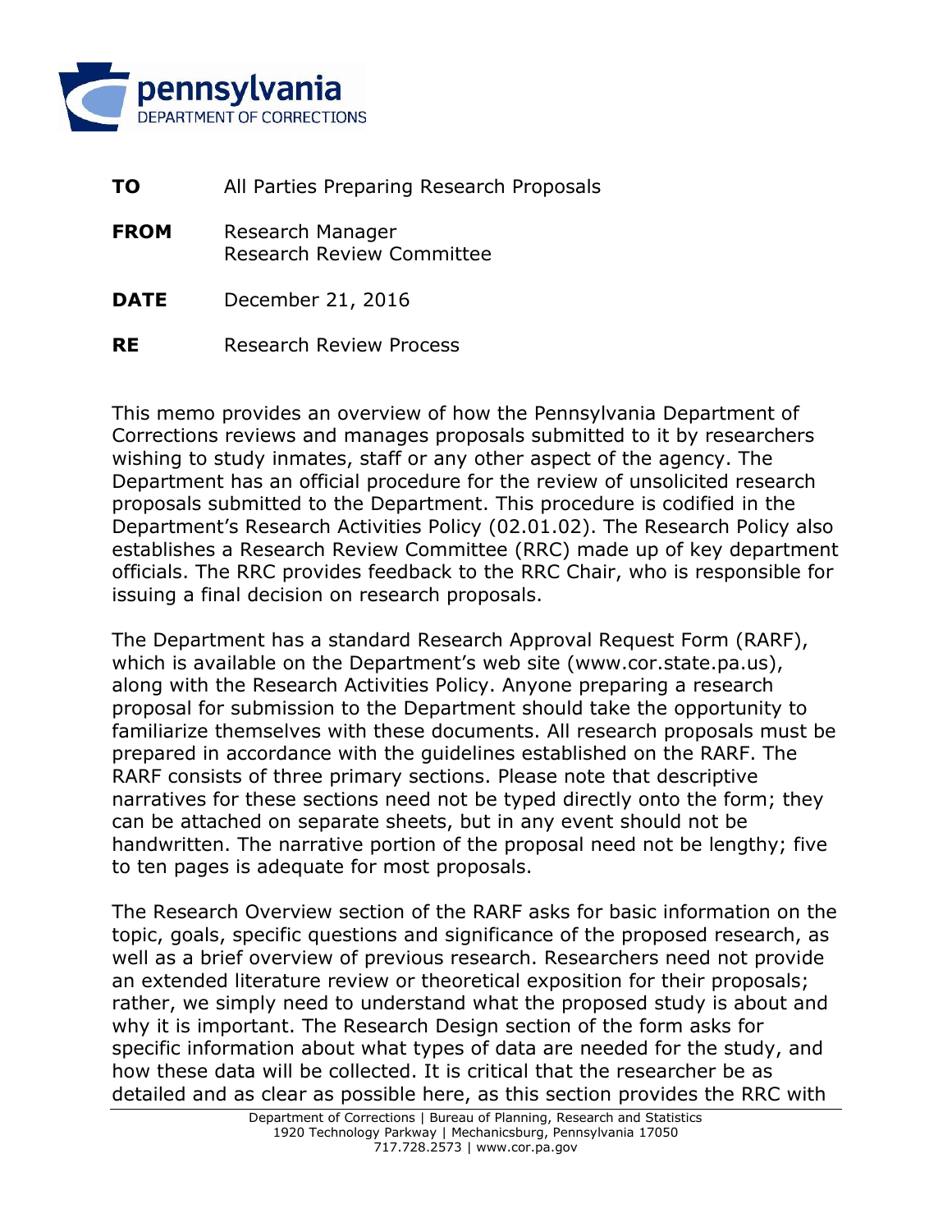pennsylvania
DEPARTMENT OF CORRECTIONS

**TO** All Parties Preparing Research Proposals

**FROM** Research Manager
Research Review Committee

**DATE** December 21, 2016

**RE** Research Review Process

This memo provides an overview of how the Pennsylvania Department of Corrections reviews and manages proposals submitted to it by researchers wishing to study inmates, staff or any other aspect of the agency. The Department has an official procedure for the review of unsolicited research proposals submitted to the Department. This procedure is codified in the Department's Research Activities Policy (02.01.02). The Research Policy also establishes a Research Review Committee (RRC) made up of key department officials. The RRC provides feedback to the RRC Chair, who is responsible for issuing a final decision on research proposals.

The Department has a standard Research Approval Request Form (RARF), which is available on the Department's web site (www.cor.state.pa.us), along with the Research Activities Policy. Anyone preparing a research proposal for submission to the Department should take the opportunity to familiarize themselves with these documents. All research proposals must be prepared in accordance with the guidelines established on the RARF. The RARF consists of three primary sections. Please note that descriptive narratives for these sections need not be typed directly onto the form; they can be attached on separate sheets, but in any event should not be handwritten. The narrative portion of the proposal need not be lengthy; five to ten pages is adequate for most proposals.

The Research Overview section of the RARF asks for basic information on the topic, goals, specific questions and significance of the proposed research, as well as a brief overview of previous research. Researchers need not provide an extended literature review or theoretical exposition for their proposals; rather, we simply need to understand what the proposed study is about and why it is important. The Research Design section of the form asks for specific information about what types of data are needed for the study, and how these data will be collected. It is critical that the researcher be as detailed and as clear as possible here, as this section provides the RRC with

Department of Corrections | Bureau of Planning, Research and Statistics
1920 Technology Parkway | Mechanicsburg, Pennsylvania 17050
717.728.2573 | www.cor.pa.gov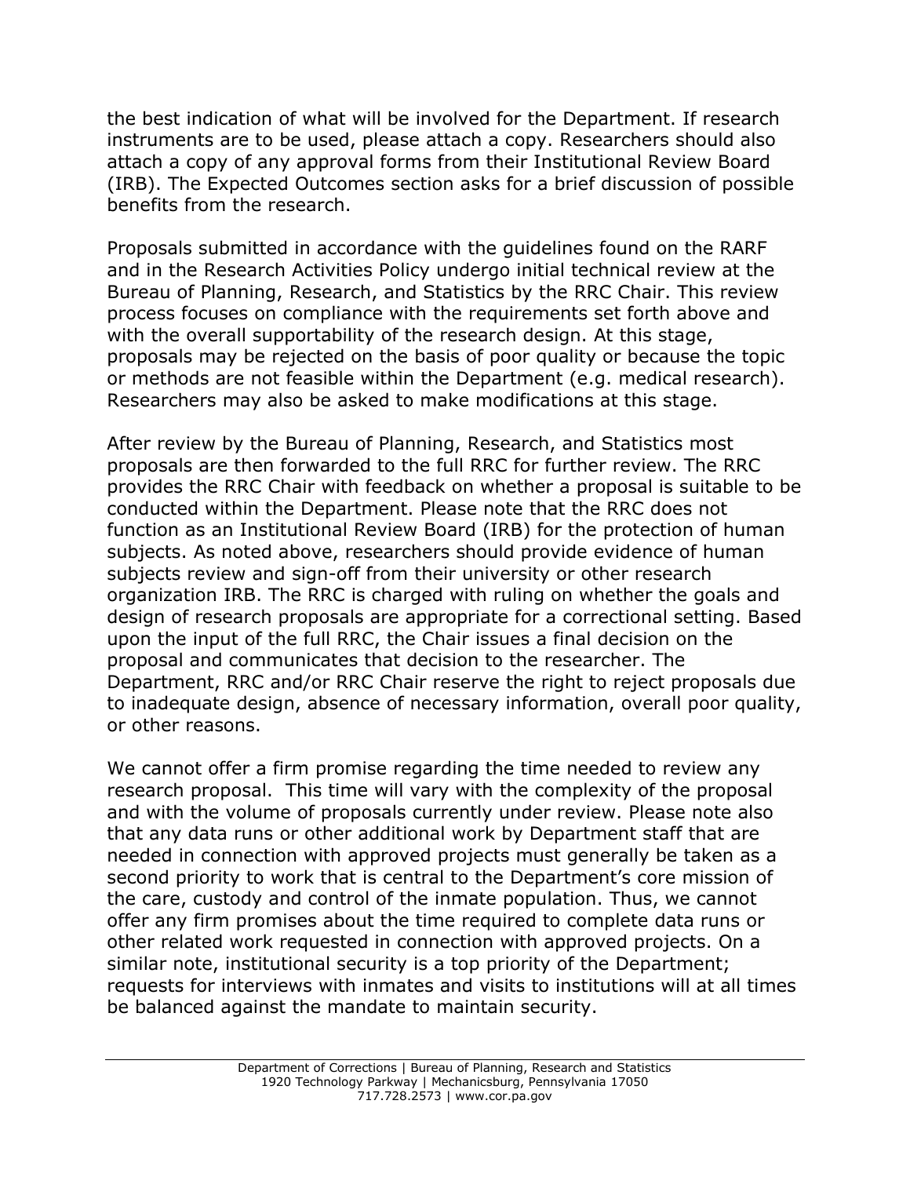the best indication of what will be involved for the Department. If research instruments are to be used, please attach a copy. Researchers should also attach a copy of any approval forms from their Institutional Review Board (IRB). The Expected Outcomes section asks for a brief discussion of possible benefits from the research.

Proposals submitted in accordance with the guidelines found on the RARF and in the Research Activities Policy undergo initial technical review at the Bureau of Planning, Research, and Statistics by the RRC Chair. This review process focuses on compliance with the requirements set forth above and with the overall supportability of the research design. At this stage, proposals may be rejected on the basis of poor quality or because the topic or methods are not feasible within the Department (e.g. medical research). Researchers may also be asked to make modifications at this stage.

After review by the Bureau of Planning, Research, and Statistics most proposals are then forwarded to the full RRC for further review. The RRC provides the RRC Chair with feedback on whether a proposal is suitable to be conducted within the Department. Please note that the RRC does not function as an Institutional Review Board (IRB) for the protection of human subjects. As noted above, researchers should provide evidence of human subjects review and sign-off from their university or other research organization IRB. The RRC is charged with ruling on whether the goals and design of research proposals are appropriate for a correctional setting. Based upon the input of the full RRC, the Chair issues a final decision on the proposal and communicates that decision to the researcher. The Department, RRC and/or RRC Chair reserve the right to reject proposals due to inadequate design, absence of necessary information, overall poor quality, or other reasons.

We cannot offer a firm promise regarding the time needed to review any research proposal. This time will vary with the complexity of the proposal and with the volume of proposals currently under review. Please note also that any data runs or other additional work by Department staff that are needed in connection with approved projects must generally be taken as a second priority to work that is central to the Department's core mission of the care, custody and control of the inmate population. Thus, we cannot offer any firm promises about the time required to complete data runs or other related work requested in connection with approved projects. On a similar note, institutional security is a top priority of the Department; requests for interviews with inmates and visits to institutions will at all times be balanced against the mandate to maintain security.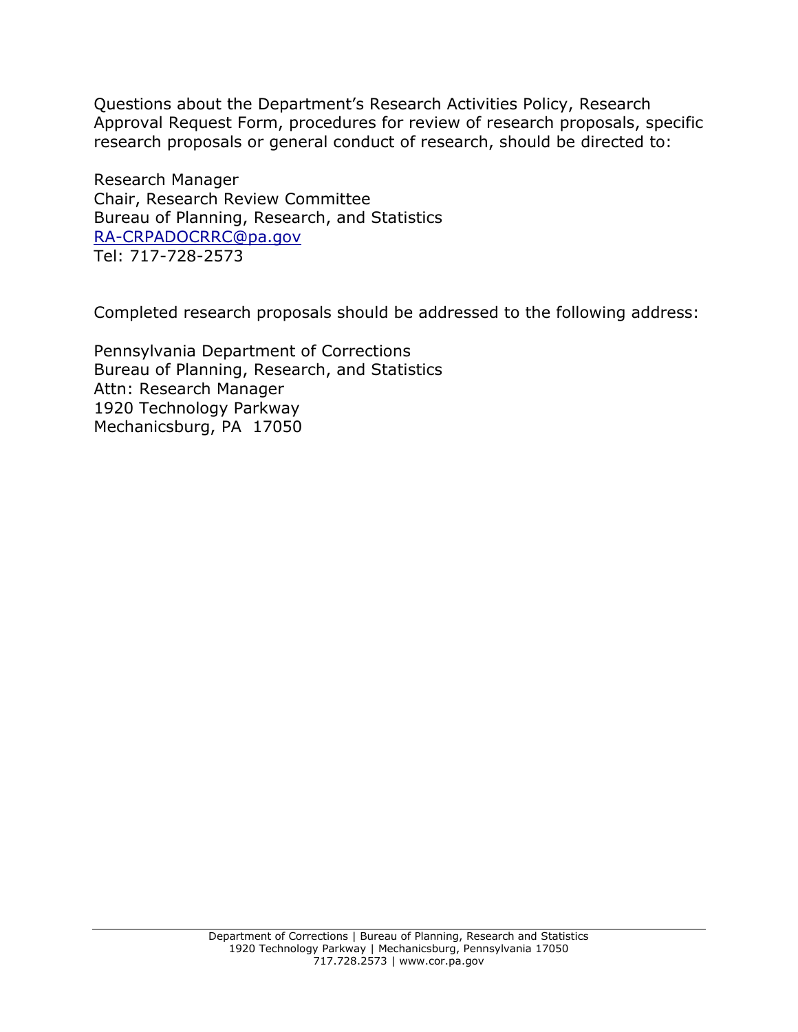Questions about the Department's Research Activities Policy, Research Approval Request Form, procedures for review of research proposals, specific research proposals or general conduct of research, should be directed to:

Research Manager  
Chair, Research Review Committee  
Bureau of Planning, Research, and Statistics  
RA-CRPADOCRRC@pa.gov  
Tel: 717-728-2573

Completed research proposals should be addressed to the following address:

Pennsylvania Department of Corrections  
Bureau of Planning, Research, and Statistics  
Attn: Research Manager  
1920 Technology Parkway  
Mechanicsburg, PA 17050